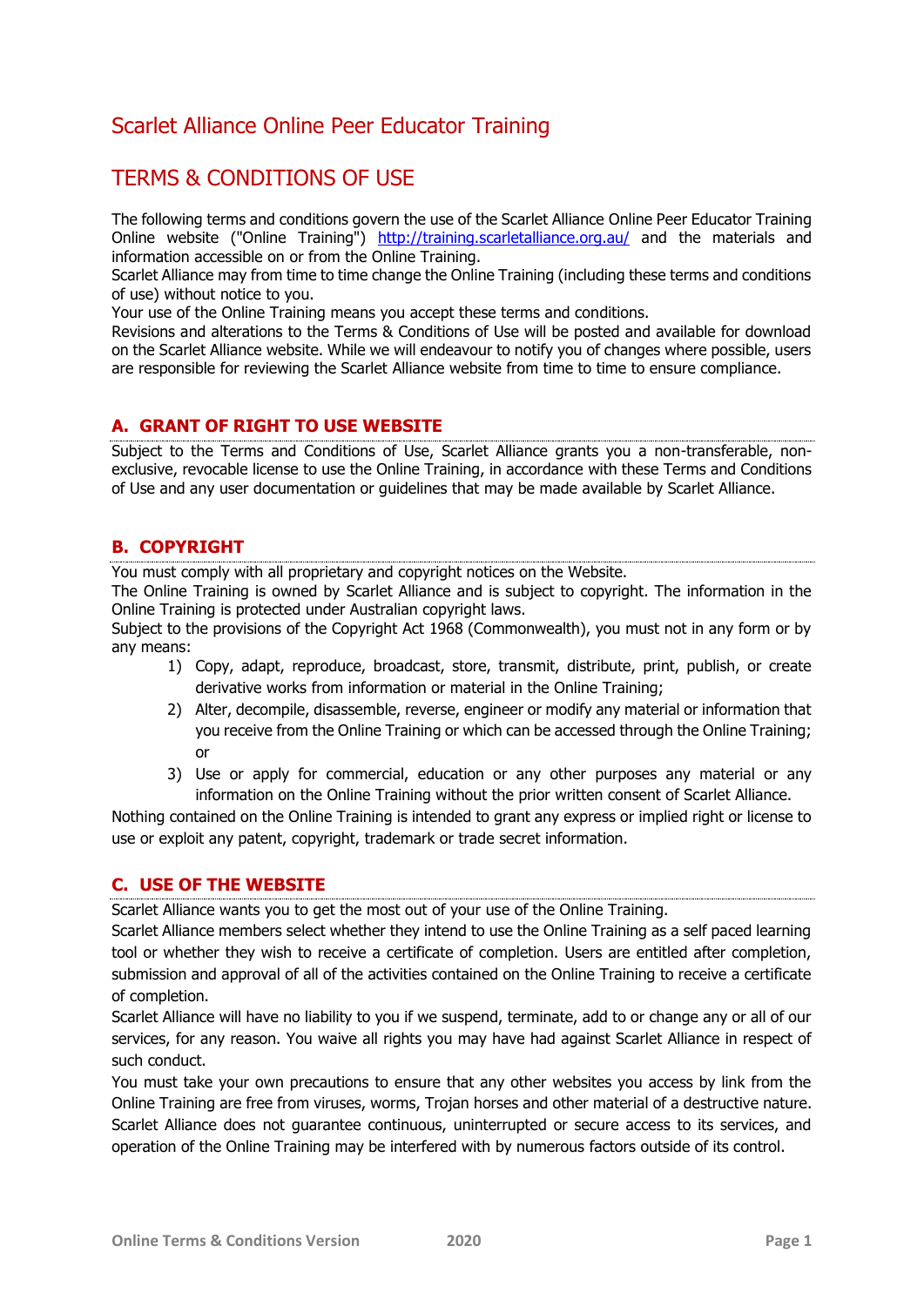# Scarlet Alliance Online Peer Educator Training

# TERMS & CONDITIONS OF USE

The following terms and conditions govern the use of the Scarlet Alliance Online Peer Educator Training Online website ("Online Training") [http://training.scarletalliance.org.au/](http://training.scarletalliance.org.au/) and the materials and information accessible on or from the Online Training.

Scarlet Alliance may from time to time change the Online Training (including these terms and conditions of use) without notice to you.

Your use of the Online Training means you accept these terms and conditions.

Revisions and alterations to the Terms & Conditions of Use will be posted and available for download on the Scarlet Alliance website. While we will endeavour to notify you of changes where possible, users are responsible for reviewing the Scarlet Alliance website from time to time to ensure compliance.

## A. GRANT OF RIGHT TO USE WEBSITE

Subject to the Terms and Conditions of Use, Scarlet Alliance grants you a non-transferable, non-exclusive, revocable license to use the Online Training, in accordance with these Terms and Conditions of Use and any user documentation or guidelines that may be made available by Scarlet Alliance.

## B. COPYRIGHT

You must comply with all proprietary and copyright notices on the Website.

The Online Training is owned by Scarlet Alliance and is subject to copyright. The information in the Online Training is protected under Australian copyright laws.

Subject to the provisions of the Copyright Act 1968 (Commonwealth), you must not in any form or by any means:

1) Copy, adapt, reproduce, broadcast, store, transmit, distribute, print, publish, or create derivative works from information or material in the Online Training;
2) Alter, decompile, disassemble, reverse, engineer or modify any material or information that you receive from the Online Training or which can be accessed through the Online Training; or
3) Use or apply for commercial, education or any other purposes any material or any information on the Online Training without the prior written consent of Scarlet Alliance.

Nothing contained on the Online Training is intended to grant any express or implied right or license to use or exploit any patent, copyright, trademark or trade secret information.

## C. USE OF THE WEBSITE

Scarlet Alliance wants you to get the most out of your use of the Online Training.

Scarlet Alliance members select whether they intend to use the Online Training as a self paced learning tool or whether they wish to receive a certificate of completion. Users are entitled after completion, submission and approval of all of the activities contained on the Online Training to receive a certificate of completion.

Scarlet Alliance will have no liability to you if we suspend, terminate, add to or change any or all of our services, for any reason. You waive all rights you may have had against Scarlet Alliance in respect of such conduct.

You must take your own precautions to ensure that any other websites you access by link from the Online Training are free from viruses, worms, Trojan horses and other material of a destructive nature. Scarlet Alliance does not guarantee continuous, uninterrupted or secure access to its services, and operation of the Online Training may be interfered with by numerous factors outside of its control.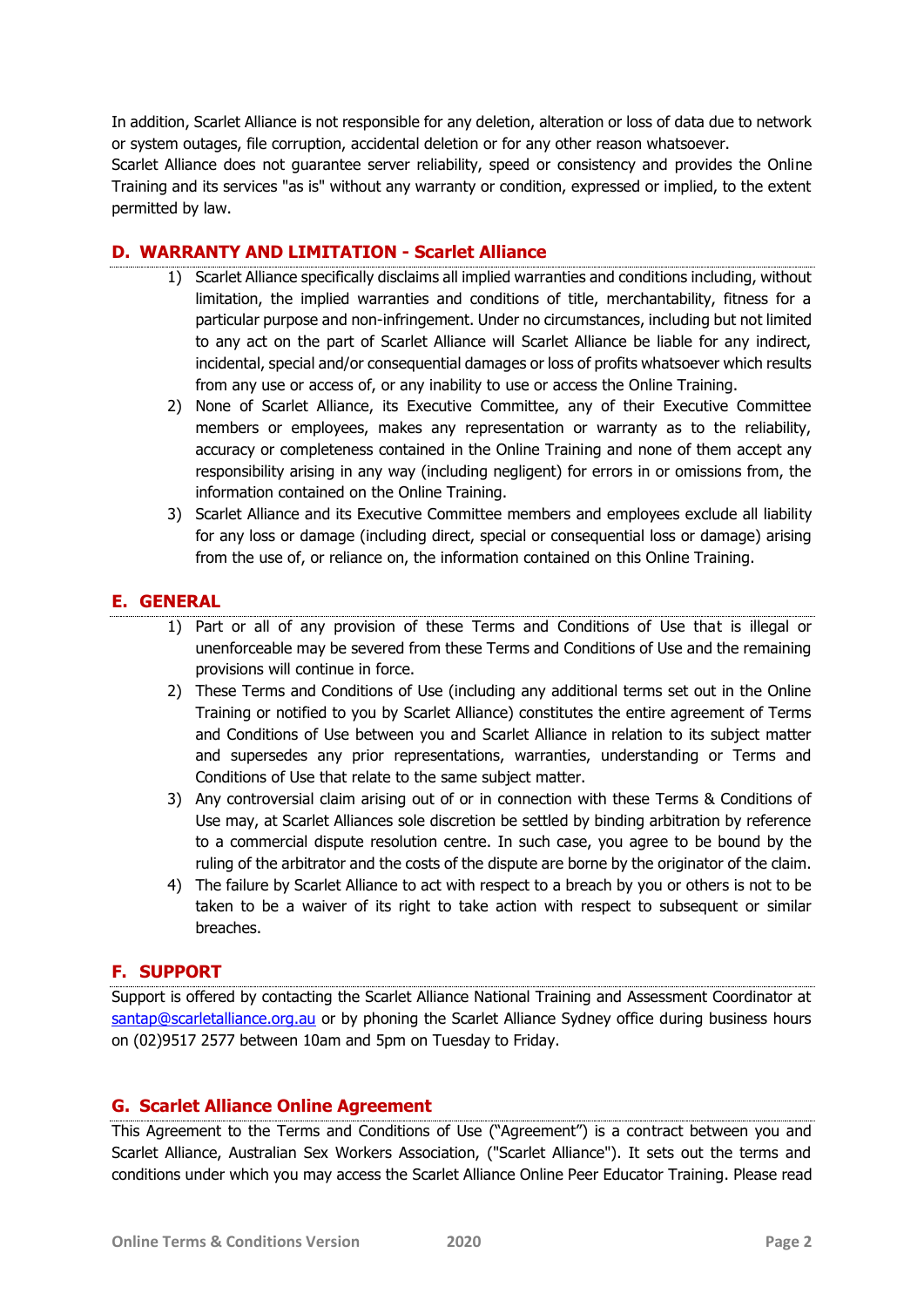In addition, Scarlet Alliance is not responsible for any deletion, alteration or loss of data due to network or system outages, file corruption, accidental deletion or for any other reason whatsoever.
Scarlet Alliance does not guarantee server reliability, speed or consistency and provides the Online Training and its services "as is" without any warranty or condition, expressed or implied, to the extent permitted by law.

## D. WARRANTY AND LIMITATION - Scarlet Alliance

1) Scarlet Alliance specifically disclaims all implied warranties and conditions including, without limitation, the implied warranties and conditions of title, merchantability, fitness for a particular purpose and non-infringement. Under no circumstances, including but not limited to any act on the part of Scarlet Alliance will Scarlet Alliance be liable for any indirect, incidental, special and/or consequential damages or loss of profits whatsoever which results from any use or access of, or any inability to use or access the Online Training.
2) None of Scarlet Alliance, its Executive Committee, any of their Executive Committee members or employees, makes any representation or warranty as to the reliability, accuracy or completeness contained in the Online Training and none of them accept any responsibility arising in any way (including negligent) for errors in or omissions from, the information contained on the Online Training.
3) Scarlet Alliance and its Executive Committee members and employees exclude all liability for any loss or damage (including direct, special or consequential loss or damage) arising from the use of, or reliance on, the information contained on this Online Training.

## E. GENERAL

1) Part or all of any provision of these Terms and Conditions of Use that is illegal or unenforceable may be severed from these Terms and Conditions of Use and the remaining provisions will continue in force.
2) These Terms and Conditions of Use (including any additional terms set out in the Online Training or notified to you by Scarlet Alliance) constitutes the entire agreement of Terms and Conditions of Use between you and Scarlet Alliance in relation to its subject matter and supersedes any prior representations, warranties, understanding or Terms and Conditions of Use that relate to the same subject matter.
3) Any controversial claim arising out of or in connection with these Terms & Conditions of Use may, at Scarlet Alliances sole discretion be settled by binding arbitration by reference to a commercial dispute resolution centre. In such case, you agree to be bound by the ruling of the arbitrator and the costs of the dispute are borne by the originator of the claim.
4) The failure by Scarlet Alliance to act with respect to a breach by you or others is not to be taken to be a waiver of its right to take action with respect to subsequent or similar breaches.

## F. SUPPORT

Support is offered by contacting the Scarlet Alliance National Training and Assessment Coordinator at santap@scarletalliance.org.au or by phoning the Scarlet Alliance Sydney office during business hours on (02)9517 2577 between 10am and 5pm on Tuesday to Friday.

## G. Scarlet Alliance Online Agreement

This Agreement to the Terms and Conditions of Use ("Agreement") is a contract between you and Scarlet Alliance, Australian Sex Workers Association, ("Scarlet Alliance"). It sets out the terms and conditions under which you may access the Scarlet Alliance Online Peer Educator Training. Please read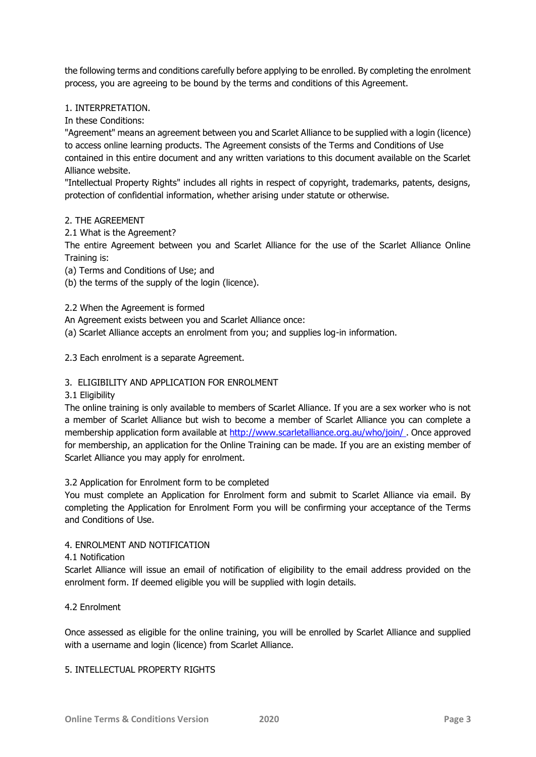the following terms and conditions carefully before applying to be enrolled. By completing the enrolment process, you are agreeing to be bound by the terms and conditions of this Agreement.

## 1. INTERPRETATION.

In these Conditions:

"Agreement" means an agreement between you and Scarlet Alliance to be supplied with a login (licence) to access online learning products. The Agreement consists of the Terms and Conditions of Use contained in this entire document and any written variations to this document available on the Scarlet Alliance website.

"Intellectual Property Rights" includes all rights in respect of copyright, trademarks, patents, designs, protection of confidential information, whether arising under statute or otherwise.

## 2. THE AGREEMENT

### 2.1 What is the Agreement?

The entire Agreement between you and Scarlet Alliance for the use of the Scarlet Alliance Online Training is:

(a) Terms and Conditions of Use; and

(b) the terms of the supply of the login (licence).

### 2.2 When the Agreement is formed

An Agreement exists between you and Scarlet Alliance once:

(a) Scarlet Alliance accepts an enrolment from you; and supplies log-in information.

### 2.3 Each enrolment is a separate Agreement.

## 3. ELIGIBILITY AND APPLICATION FOR ENROLMENT

### 3.1 Eligibility

The online training is only available to members of Scarlet Alliance. If you are a sex worker who is not a member of Scarlet Alliance but wish to become a member of Scarlet Alliance you can complete a membership application form available at [http://www.scarletalliance.org.au/who/join/](http://www.scarletalliance.org.au/who/join/) . Once approved for membership, an application for the Online Training can be made. If you are an existing member of Scarlet Alliance you may apply for enrolment.

### 3.2 Application for Enrolment form to be completed

You must complete an Application for Enrolment form and submit to Scarlet Alliance via email. By completing the Application for Enrolment Form you will be confirming your acceptance of the Terms and Conditions of Use.

## 4. ENROLMENT AND NOTIFICATION

### 4.1 Notification

Scarlet Alliance will issue an email of notification of eligibility to the email address provided on the enrolment form. If deemed eligible you will be supplied with login details.

### 4.2 Enrolment

Once assessed as eligible for the online training, you will be enrolled by Scarlet Alliance and supplied with a username and login (licence) from Scarlet Alliance.

## 5. INTELLECTUAL PROPERTY RIGHTS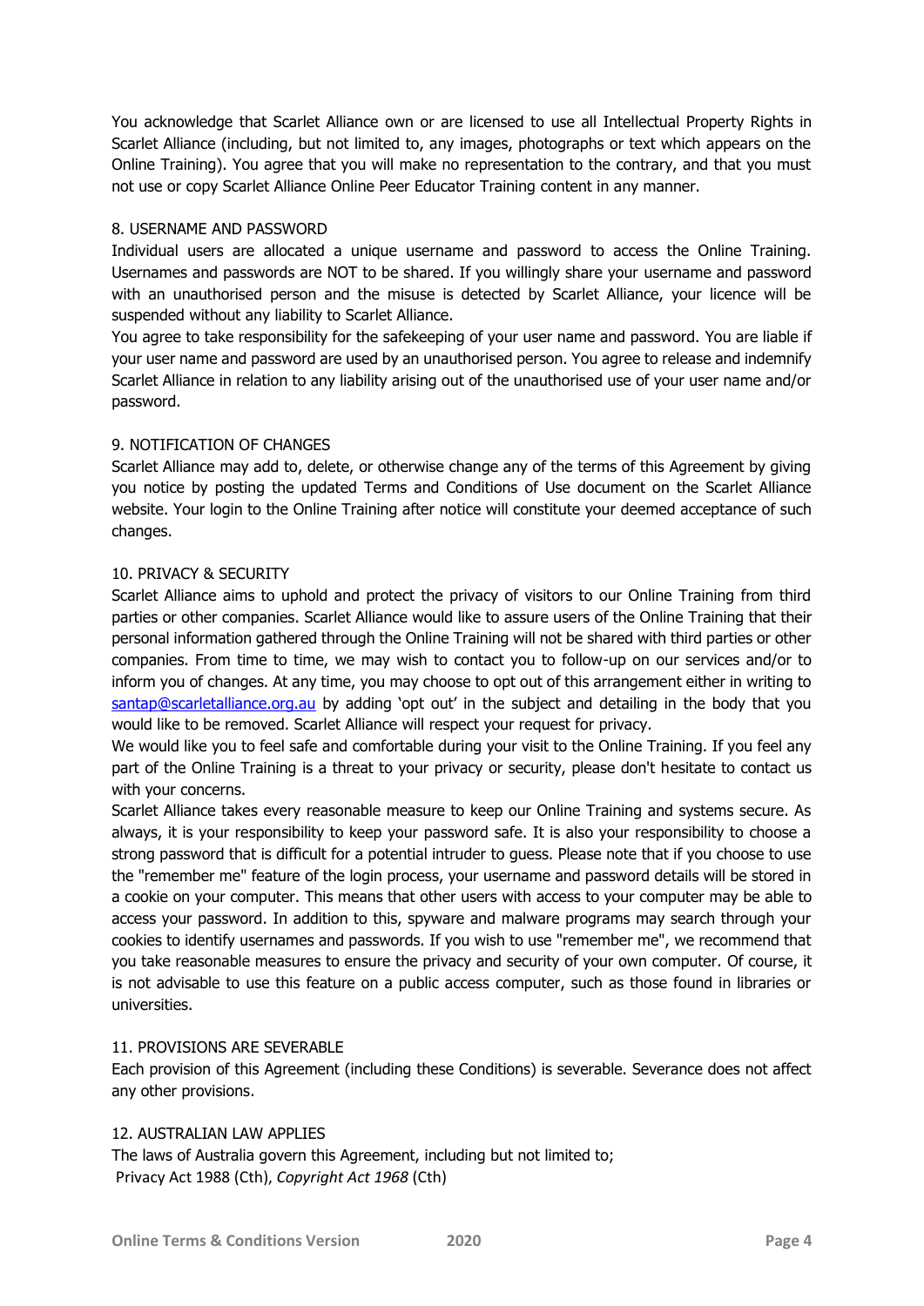You acknowledge that Scarlet Alliance own or are licensed to use all Intellectual Property Rights in Scarlet Alliance (including, but not limited to, any images, photographs or text which appears on the Online Training). You agree that you will make no representation to the contrary, and that you must not use or copy Scarlet Alliance Online Peer Educator Training content in any manner.

## 8. USERNAME AND PASSWORD

Individual users are allocated a unique username and password to access the Online Training. Usernames and passwords are NOT to be shared. If you willingly share your username and password with an unauthorised person and the misuse is detected by Scarlet Alliance, your licence will be suspended without any liability to Scarlet Alliance.

You agree to take responsibility for the safekeeping of your user name and password. You are liable if your user name and password are used by an unauthorised person. You agree to release and indemnify Scarlet Alliance in relation to any liability arising out of the unauthorised use of your user name and/or password.

## 9. NOTIFICATION OF CHANGES

Scarlet Alliance may add to, delete, or otherwise change any of the terms of this Agreement by giving you notice by posting the updated Terms and Conditions of Use document on the Scarlet Alliance website. Your login to the Online Training after notice will constitute your deemed acceptance of such changes.

## 10. PRIVACY & SECURITY

Scarlet Alliance aims to uphold and protect the privacy of visitors to our Online Training from third parties or other companies. Scarlet Alliance would like to assure users of the Online Training that their personal information gathered through the Online Training will not be shared with third parties or other companies. From time to time, we may wish to contact you to follow-up on our services and/or to inform you of changes. At any time, you may choose to opt out of this arrangement either in writing to santap@scarletalliance.org.au by adding 'opt out' in the subject and detailing in the body that you would like to be removed. Scarlet Alliance will respect your request for privacy.

We would like you to feel safe and comfortable during your visit to the Online Training. If you feel any part of the Online Training is a threat to your privacy or security, please don't hesitate to contact us with your concerns.

Scarlet Alliance takes every reasonable measure to keep our Online Training and systems secure. As always, it is your responsibility to keep your password safe. It is also your responsibility to choose a strong password that is difficult for a potential intruder to guess. Please note that if you choose to use the "remember me" feature of the login process, your username and password details will be stored in a cookie on your computer. This means that other users with access to your computer may be able to access your password. In addition to this, spyware and malware programs may search through your cookies to identify usernames and passwords. If you wish to use "remember me", we recommend that you take reasonable measures to ensure the privacy and security of your own computer. Of course, it is not advisable to use this feature on a public access computer, such as those found in libraries or universities.

## 11. PROVISIONS ARE SEVERABLE

Each provision of this Agreement (including these Conditions) is severable. Severance does not affect any other provisions.

## 12. AUSTRALIAN LAW APPLIES

The laws of Australia govern this Agreement, including but not limited to;
Privacy Act 1988 (Cth), *Copyright Act 1968* (Cth)